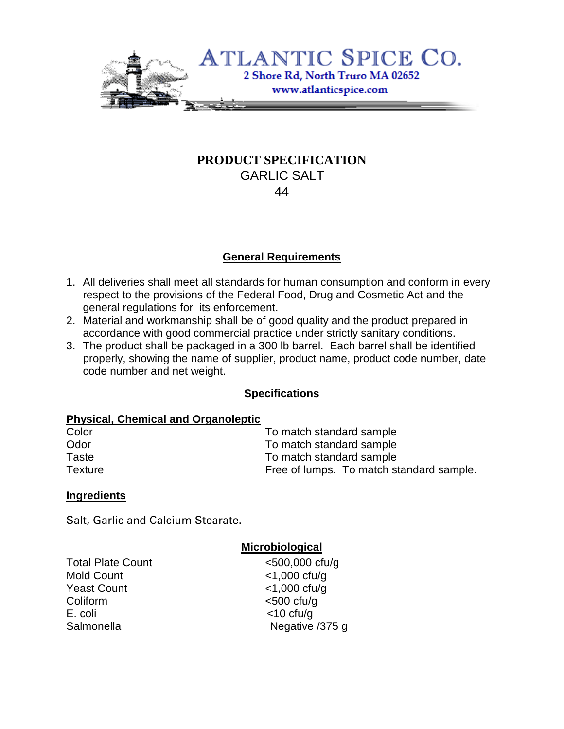**ATLANTIC SPICE CO.**
2 Shore Rd, North Truro MA 02652
www.atlanticspice.com

# PRODUCT SPECIFICATION
## GARLIC SALT
## 44

### General Requirements

1. All deliveries shall meet all standards for human consumption and conform in every respect to the provisions of the Federal Food, Drug and Cosmetic Act and the general regulations for its enforcement.
2. Material and workmanship shall be of good quality and the product prepared in accordance with good commercial practice under strictly sanitary conditions.
3. The product shall be packaged in a 300 lb barrel. Each barrel shall be identified properly, showing the name of supplier, product name, product code number, date code number and net weight.

### Specifications

**Physical, Chemical and Organoleptic**

| | |
|---|---|
| Color | To match standard sample |
| Odor | To match standard sample |
| Taste | To match standard sample |
| Texture | Free of lumps. To match standard sample. |

**Ingredients**

Salt, Garlic and Calcium Stearate.

### Microbiological

| | |
|---|---|
| Total Plate Count | <500,000 cfu/g |
| Mold Count | <1,000 cfu/g |
| Yeast Count | <1,000 cfu/g |
| Coliform | <500 cfu/g |
| E. coli | <10 cfu/g |
| Salmonella | Negative /375 g |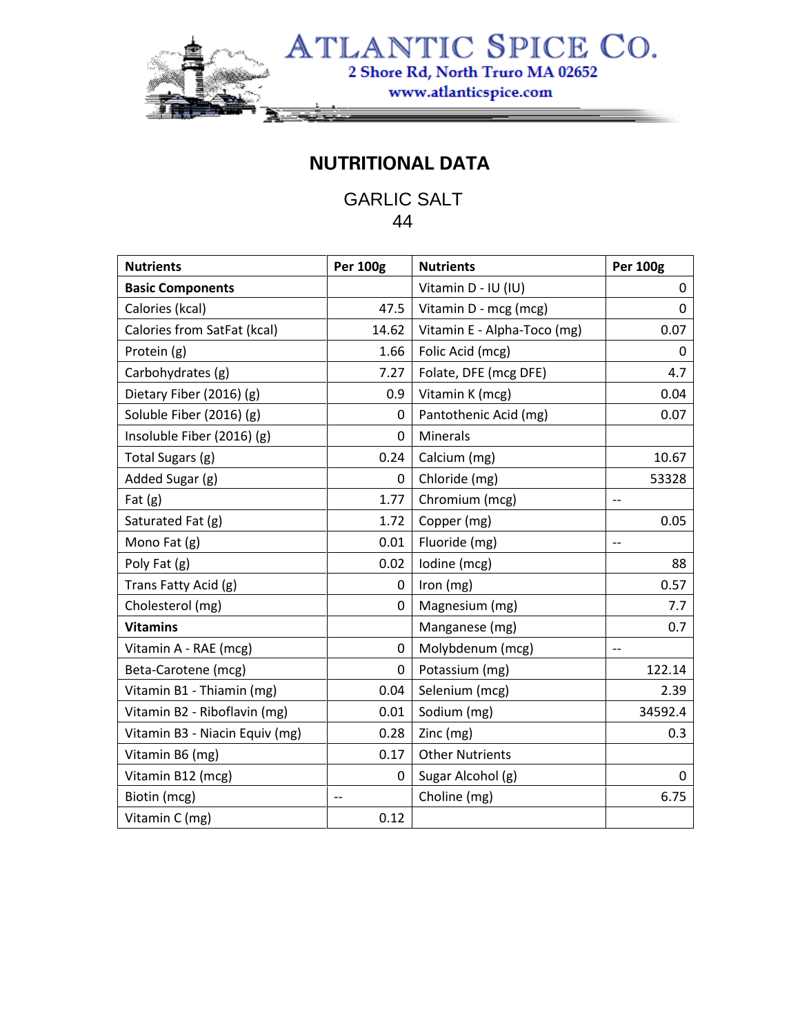# ATLANTIC SPICE CO.

2 Shore Rd, North Truro MA 02652

www.atlanticspice.com

## NUTRITIONAL DATA

GARLIC SALT

44

| Nutrients | Per 100g | Nutrients | Per 100g |
|---|---|---|---|
| **Basic Components** | | Vitamin D - IU (IU) | 0 |
| Calories (kcal) | 47.5 | Vitamin D - mcg (mcg) | 0 |
| Calories from SatFat (kcal) | 14.62 | Vitamin E - Alpha-Toco (mg) | 0.07 |
| Protein (g) | 1.66 | Folic Acid (mcg) | 0 |
| Carbohydrates (g) | 7.27 | Folate, DFE (mcg DFE) | 4.7 |
| Dietary Fiber (2016) (g) | 0.9 | Vitamin K (mcg) | 0.04 |
| Soluble Fiber (2016) (g) | 0 | Pantothenic Acid (mg) | 0.07 |
| Insoluble Fiber (2016) (g) | 0 | Minerals | |
| Total Sugars (g) | 0.24 | Calcium (mg) | 10.67 |
| Added Sugar (g) | 0 | Chloride (mg) | 53328 |
| Fat (g) | 1.77 | Chromium (mcg) | -- |
| Saturated Fat (g) | 1.72 | Copper (mg) | 0.05 |
| Mono Fat (g) | 0.01 | Fluoride (mg) | -- |
| Poly Fat (g) | 0.02 | Iodine (mcg) | 88 |
| Trans Fatty Acid (g) | 0 | Iron (mg) | 0.57 |
| Cholesterol (mg) | 0 | Magnesium (mg) | 7.7 |
| **Vitamins** | | Manganese (mg) | 0.7 |
| Vitamin A - RAE (mcg) | 0 | Molybdenum (mcg) | -- |
| Beta-Carotene (mcg) | 0 | Potassium (mg) | 122.14 |
| Vitamin B1 - Thiamin (mg) | 0.04 | Selenium (mcg) | 2.39 |
| Vitamin B2 - Riboflavin (mg) | 0.01 | Sodium (mg) | 34592.4 |
| Vitamin B3 - Niacin Equiv (mg) | 0.28 | Zinc (mg) | 0.3 |
| Vitamin B6 (mg) | 0.17 | Other Nutrients | |
| Vitamin B12 (mcg) | 0 | Sugar Alcohol (g) | 0 |
| Biotin (mcg) | -- | Choline (mg) | 6.75 |
| Vitamin C (mg) | 0.12 | | |